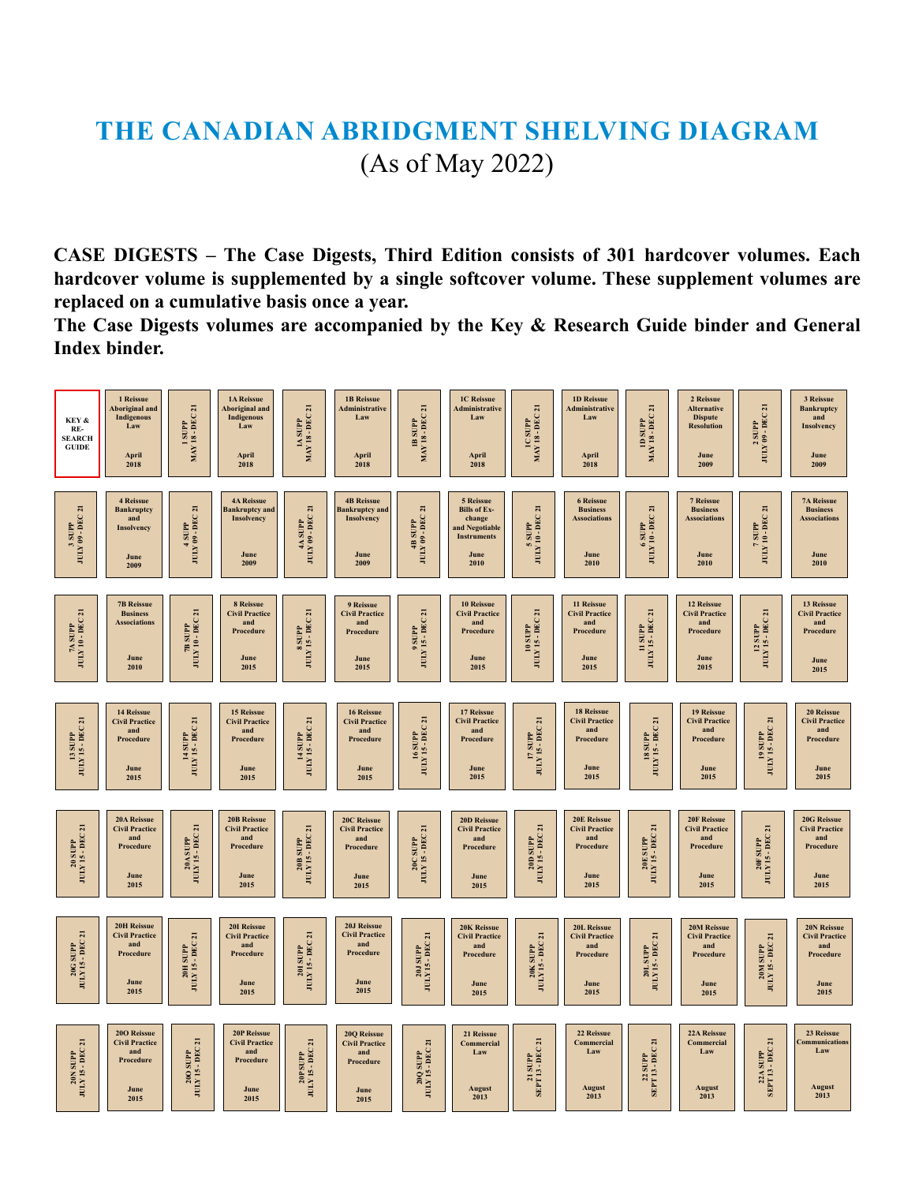# THE CANADIAN ABRIDGMENT SHELVING DIAGRAM

(As of May 2022)

**CASE DIGESTS – The Case Digests, Third Edition consists of 301 hardcover volumes. Each hardcover volume is supplemented by a single softcover volume. These supplement volumes are replaced on a cumulative basis once a year.**

**The Case Digests volumes are accompanied by the Key & Research Guide binder and General Index binder.**

| | | | | | | | | | | | | | |
|---|---|---|---|---|---|---|---|---|---|---|---|---|---|
| KEY & RE-SEARCH GUIDE | 1 Reissue Aboriginal and Indigenous Law April 2018 | 1 SUPP MAY 18 - DEC 21 | 1A Reissue Aboriginal and Indigenous Law April 2018 | 1A SUPP MAY 18 - DEC 21 | 1B Reissue Administrative Law April 2018 | 1B SUPP MAY 18 - DEC 21 | 1C Reissue Administrative Law April 2018 | 1C SUPP MAY 18 - DEC 21 | 1D Reissue Administrative Law April 2018 | 1D SUPP MAY 18 - DEC 21 | 2 Reissue Alternative Dispute Resolution June 2009 | 2 SUPP JULY 09 - DEC 21 | 3 Reissue Bankruptcy and Insolvency June 2009 |
| 3 SUPP JULY 09 - DEC 21 | 4 Reissue Bankruptcy and Insolvency June 2009 | 4 SUPP JULY 09 - DEC 21 | 4A Reissue Bankruptcy and Insolvency June 2009 | 4A SUPP JULY 09 - DEC 21 | 4B Reissue Bankruptcy and Insolvency June 2009 | 4B SUPP JULY 09 - DEC 21 | 5 Reissue Bills of Exchange and Negotiable Instruments June 2010 | 5 SUPP JULY 10 - DEC 21 | 6 Reissue Business Associations June 2010 | 6 SUPP JULY 10 - DEC 21 | 7 Reissue Business Associations June 2010 | 7 SUPP JULY 10 - DEC 21 | 7A Reissue Business Associations June 2010 |
| 7A SUPP JULY 10 - DEC 21 | 7B Reissue Business Associations June 2010 | 7B SUPP JULY 10 - DEC 21 | 8 Reissue Civil Practice and Procedure June 2015 | 8 SUPP JULY 15 - DEC 21 | 9 Reissue Civil Practice and Procedure June 2015 | 9 SUPP JULY 15 - DEC 21 | 10 Reissue Civil Practice and Procedure June 2015 | 10 SUPP JULY 15 - DEC 21 | 11 Reissue Civil Practice and Procedure June 2015 | 11 SUPP JULY 15 - DEC 21 | 12 Reissue Civil Practice and Procedure June 2015 | 12 SUPP JULY 15 - DEC 21 | 13 Reissue Civil Practice and Procedure June 2015 |
| 13 SUPP JULY 15 - DEC 21 | 14 Reissue Civil Practice and Procedure June 2015 | 14 SUPP JULY 15 - DEC 21 | 15 Reissue Civil Practice and Procedure June 2015 | 14 SUPP JULY 15 - DEC 21 | 16 Reissue Civil Practice and Procedure June 2015 | 16 SUPP JULY 15 - DEC 21 | 17 Reissue Civil Practice and Procedure June 2015 | 17 SUPP JULY 15 - DEC 21 | 18 Reissue Civil Practice and Procedure June 2015 | 18 SUPP JULY 15 - DEC 21 | 19 Reissue Civil Practice and Procedure June 2015 | 19 SUPP JULY 15 - DEC 21 | 20 Reissue Civil Practice and Procedure June 2015 |
| 20 SUPP JULY 15 - DEC 21 | 20A Reissue Civil Practice and Procedure June 2015 | 20A SUPP JULY 15 - DEC 21 | 20B Reissue Civil Practice and Procedure June 2015 | 20B SUPP JULY 15 - DEC 21 | 20C Reissue Civil Practice and Procedure June 2015 | 20C SUPP JULY 15 - DEC 21 | 20D Reissue Civil Practice and Procedure June 2015 | 20D SUPP JULY 15 - DEC 21 | 20E Reissue Civil Practice and Procedure June 2015 | 20E SUPP JULY 15 - DEC 21 | 20F Reissue Civil Practice and Procedure June 2015 | 20F SUPP JULY 15 - DEC 21 | 20G Reissue Civil Practice and Procedure June 2015 |
| 20G SUPP JULY 15 - DEC 21 | 20H Reissue Civil Practice and Procedure June 2015 | 20H SUPP JULY 15 - DEC 21 | 20I Reissue Civil Practice and Procedure June 2015 | 20I SUPP JULY 15 - DEC 21 | 20J Reissue Civil Practice and Procedure June 2015 | 20J SUPP JULY 15 - DEC 21 | 20K Reissue Civil Practice and Procedure June 2015 | 20K SUPP JULY 15 - DEC 21 | 20L Reissue Civil Practice and Procedure June 2015 | 20L SUPP JULY 15 - DEC 21 | 20M Reissue Civil Practice and Procedure June 2015 | 20M SUPP JULY 15 - DEC 21 | 20N Reissue Civil Practice and Procedure June 2015 |
| 20N SUPP JULY 15 - DEC 21 | 20O Reissue Civil Practice and Procedure June 2015 | 20O SUPP JULY 15 - DEC 21 | 20P Reissue Civil Practice and Procedure June 2015 | 20P SUPP JULY 15 - DEC 21 | 20Q Reissue Civil Practice and Procedure June 2015 | 20Q SUPP JULY 15 - DEC 21 | 21 Reissue Commercial Law August 2013 | 21 SUPP SEPT 13 - DEC 21 | 22 Reissue Commercial Law August 2013 | 22 SUPP SEPT 13 - DEC 21 | 22A Reissue Commercial Law August 2013 | 22A SUPP SEPT 13 - DEC 21 | 23 Reissue Communications Law August 2013 |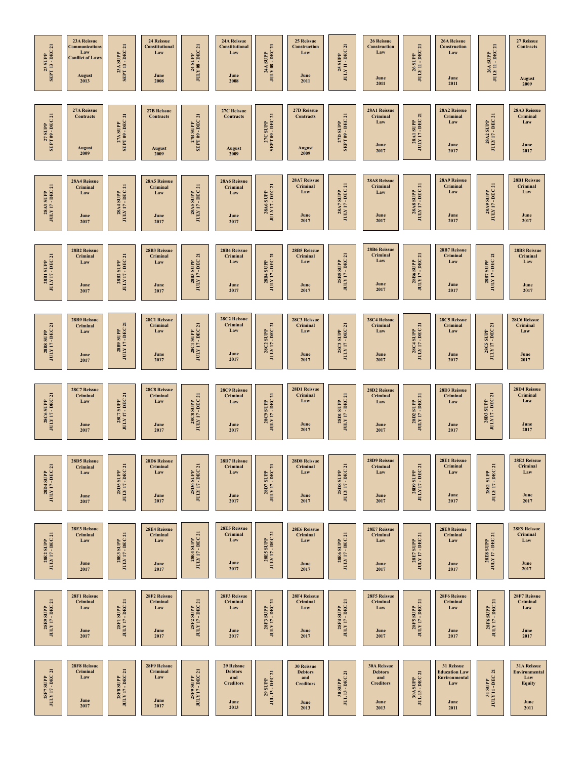| | | | | | | | | | | | |
|---|---|---|---|---|---|---|---|---|---|---|---|
| 23 SUPP SEPT 13 - DEC 21 | 23A Reissue Communications Law Conflict of Laws August 2013 | 23A SUPP SEPT 13 - DEC 21 | 24 Reissue Constitutional Law June 2008 | 24 SUPP JULY 08 - DEC 21 | 24A Reissue Constitutional Law June 2008 | 24A SUPP JULY 08 - DEC 21 | 25 Reissue Construction Law June 2011 | 25 SUPP JULY 11 - DEC 21 | 26 Reissue Construction Law June 2011 | 26 SUPP JULY 11 - DEC 21 | 26A Reissue Construction Law June 2011 |
| 26A SUPP JULY 11 - DEC 21 | 27 Reissue Contracts August 2009 | 27 SUPP SEPT 09 - DEC 21 | 27A Reissue Contracts August 2009 | 27A SUPP SEPT 09 - DEC 21 | 27B Reissue Contracts August 2009 | 27B SUPP SEPT 09 - DEC 21 | 27C Reissue Contracts August 2009 | 27C SUPP SEPT 09 - DEC 21 | 27D Reissue Contracts August 2009 | 27D SUPP SEPT 09 - DEC 21 | 28A1 Reissue Criminal Law June 2017 |
| 28A1 SUPP JULY 17 - DEC 21 | 28A2 Reissue Criminal Law June 2017 | 28A2 SUPP JULY 17 - DEC 21 | 28A3 Reissue Criminal Law June 2017 | 28A3 SUPP JULY 17 - DEC 21 | 28A4 Reissue Criminal Law June 2017 | 28A4 SUPP JULY 17 - DEC 21 | 28A5 Reissue Criminal Law June 2017 | 28A5 SUPP JULY 17 - DEC 21 | 28A6 Reissue Criminal Law June 2017 | 28A6 SUPP JULY 17 - DEC 21 | 28A7 Reissue Criminal Law June 2017 |
| 28A7 SUPP JULY 17 - DEC 21 | 28A8 Reissue Criminal Law June 2017 | 28A8 SUPP JULY 17 - DEC 21 | 28A9 Reissue Criminal Law June 2017 | 28A9 SUPP JULY 17 - DEC 21 | 28B1 Reissue Criminal Law June 2017 | 28B1 SUPP JULY 17 - DEC 21 | 28B2 Reissue Criminal Law June 2017 | 28B2 SUPP JULY 17 - DEC 21 | 28B3 Reissue Criminal Law June 2017 | 28B3 SUPP JULY 17 - DEC 21 | 28B4 Reissue Criminal Law June 2017 |
| 28B4 SUPP JULY 17 - DEC 21 | 28B5 Reissue Criminal Law June 2017 | 28B5 SUPP JULY 17 - DEC 21 | 28B6 Reissue Criminal Law June 2017 | 28B6 SUPP JULY 17 - DEC 21 | 28B7 Reissue Criminal Law June 2017 | 28B7 SUPP JULY 17 - DEC 21 | 28B8 Reissue Criminal Law June 2017 | 28B8 SUPP JULY 17 - DEC 21 | 28B9 Reissue Criminal Law June 2017 | 28B9 SUPP JULY 17 - DEC 21 | 28C1 Reissue Criminal Law June 2017 |
| 28C1 SUPP JULY 17 - DEC 21 | 28C2 Reissue Criminal Law June 2017 | 28C2 SUPP JULY 17 - DEC 21 | 28C3 Reissue Criminal Law June 2017 | 28C3 SUPP JULY 17 - DEC 21 | 28C4 Reissue Criminal Law June 2017 | 28C4 SUPP JULY 17 - DEC 21 | 28C5 Reissue Criminal Law June 2017 | 28C5 SUPP JULY 17 - DEC 21 | 28C6 Reissue Criminal Law June 2017 | 28C6 SUPP JULY 17 - DEC 21 | 28C7 Reissue Criminal Law June 2017 |
| 28C7 SUPP JULY 17 - DEC 21 | 28C8 Reissue Criminal Law June 2017 | 28C8 SUPP JULY 17 - DEC 21 | 28C9 Reissue Criminal Law June 2017 | 28C9 SUPP JULY 17 - DEC 21 | 28D1 Reissue Criminal Law June 2017 | 28D1 SUPP JULY 17 - DEC 21 | 28D2 Reissue Criminal Law June 2017 | 28D2 SUPP JULY 17 - DEC 21 | 28D3 Reissue Criminal Law June 2017 | 28D3 SUPP JULY 17 - DEC 21 | 28D4 Reissue Criminal Law June 2017 |
| 28D4 SUPP JULY 17 - DEC 21 | 28D5 Reissue Criminal Law June 2017 | 28D5 SUPP JULY 17 - DEC 21 | 28D6 Reissue Criminal Law June 2017 | 28D6 SUPP JULY 17 - DEC 21 | 28D7 Reissue Criminal Law June 2017 | 28D7 SUPP JULY 17 - DEC 21 | 28D8 Reissue Criminal Law June 2017 | 28D8 SUPP JULY 17 - DEC 21 | 28D9 Reissue Criminal Law June 2017 | 28D9 SUPP JULY 17 - DEC 21 | 28E1 Reissue Criminal Law June 2017 |
| 28E1 SUPP JULY 17 - DEC 21 | 28E2 Reissue Criminal Law June 2017 | 28E2 SUPP JULY 17 - DEC 21 | 28E3 Reissue Criminal Law June 2017 | 28E3 SUPP JULY 17 - DEC 21 | 28E4 Reissue Criminal Law June 2017 | 28E4 SUPP JULY 17 - DEC 21 | 28E5 Reissue Criminal Law June 2017 | 28E5 SUPP JULY 17 - DEC 21 | 28E6 Reissue Criminal Law June 2017 | 28E6 SUPP JULY 17 - DEC 21 | 28E7 Reissue Criminal Law June 2017 |
| 28E7 SUPP JULY 17 - DEC 21 | 28E8 Reissue Criminal Law June 2017 | 28E8 SUPP JULY 17 - DEC 21 | 28E9 Reissue Criminal Law June 2017 | 28E9 SUPP JULY 17 - DEC 21 | 28F1 Reissue Criminal Law June 2017 | 28F1 SUPP JULY 17 - DEC 21 | 28F2 Reissue Criminal Law June 2017 | 28F2 SUPP JULY 17 - DEC 21 | 28F3 Reissue Criminal Law June 2017 | 28F3 SUPP JULY 17 - DEC 21 | 28F4 Reissue Criminal Law June 2017 |
| 28F4 SUPP JULY 17 - DEC 21 | 28F5 Reissue Criminal Law June 2017 | 28F5 SUPP JULY 17 - DEC 21 | 28F6 Reissue Criminal Law June 2017 | 28F6 SUPP JULY 17 - DEC 21 | 28F7 Reissue Criminal Law June 2017 | 28F7 SUPP JULY 17 - DEC 21 | 28F8 Reissue Criminal Law June 2017 | 28F8 SUPP JULY 17 - DEC 21 | 28F9 Reissue Criminal Law June 2017 | 28F9 SUPP JULY 17 - DEC 21 | 29 Reissue Debtors and Creditors June 2013 |
| 29 SUPP JUL 13 - DEC 21 | 30 Reissue Debtors and Creditors June 2013 | 30 SUPP JUL 13 - DEC 21 | 30A Reissue Debtors and Creditors June 2013 | 30A SUPP JUL 13 - DEC 21 | 31 Reissue Education Law Environmental Law June 2011 | 31 SUPP JULY 11 - DEC 21 | 31A Reissue Environmental Law Equity June 2011 | | | | |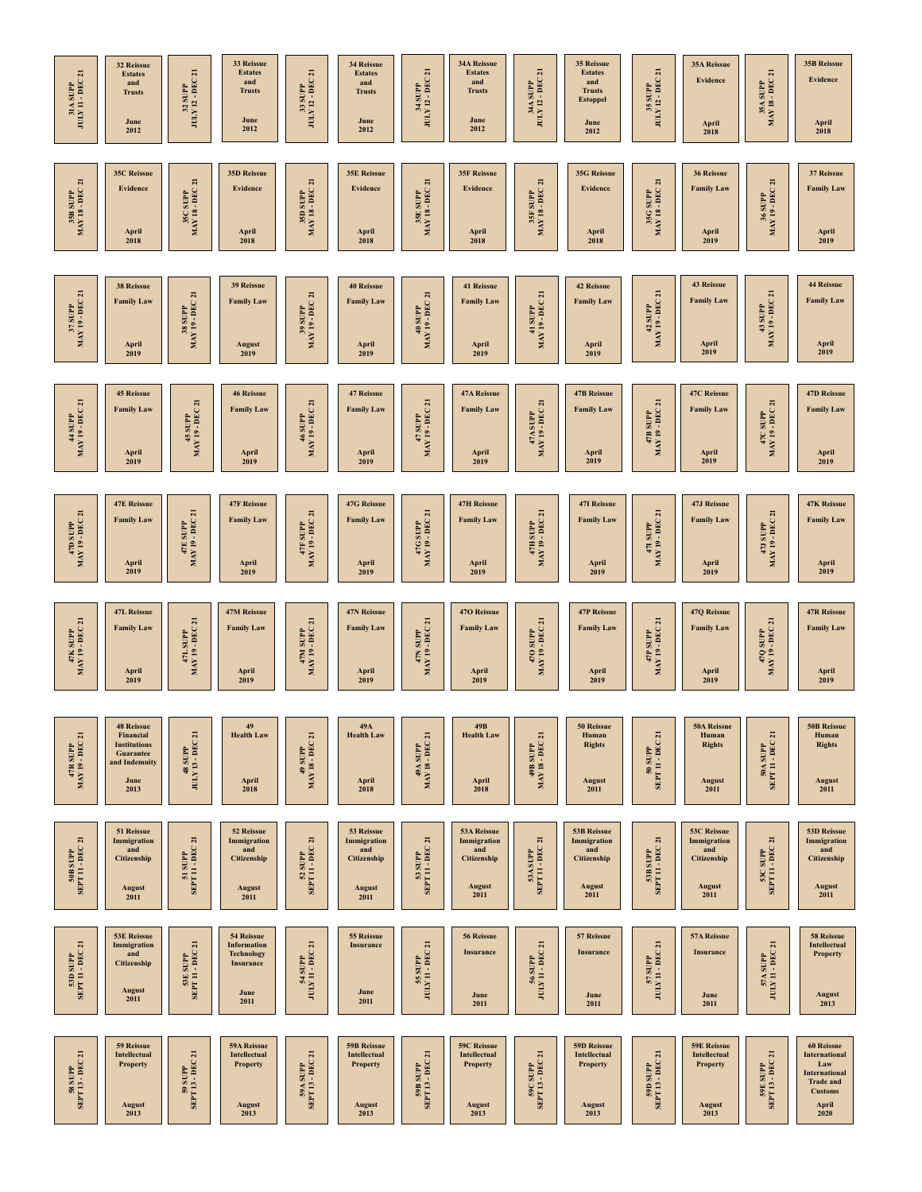| | | | | | | | | | | | | | |
|---|---|---|---|---|---|---|---|---|---|---|---|---|---|
| 31A SUPP JULY 11 - DEC 21 | 32 Reissue Estates and Trusts June 2012 | 32 SUPP JULY 12 - DEC 21 | 33 Reissue Estates and Trusts June 2012 | 33 SUPP JULY 12 - DEC 21 | 34 Reissue Estates and Trusts June 2012 | 34 SUPP JULY 12 - DEC 21 | 34A Reissue Estates and Trusts June 2012 | 34A SUPP JULY 12 - DEC 21 | 35 Reissue Estates and Trusts Estoppel June 2012 | 35 SUPP JULY 12 - DEC 21 | 35A Reissue Evidence April 2018 | 35A SUPP MAY 18 - DEC 21 | 35B Reissue Evidence April 2018 |
| 35B SUPP MAY 18 - DEC 21 | 35C Reissue Evidence April 2018 | 35C SUPP MAY 18 - DEC 21 | 35D Reissue Evidence April 2018 | 35D SUPP MAY 18 - DEC 21 | 35E Reissue Evidence April 2018 | 35E SUPP MAY 18 - DEC 21 | 35F Reissue Evidence April 2018 | 35F SUPP MAY 18 - DEC 21 | 35G Reissue Evidence April 2018 | 35G SUPP MAY 18 - DEC 21 | 36 Reissue Family Law April 2019 | 36 SUPP MAY 19 - DEC 21 | 37 Reissue Family Law April 2019 |
| 37 SUPP MAY 19 - DEC 21 | 38 Reissue Family Law April 2019 | 38 SUPP MAY 19 - DEC 21 | 39 Reissue Family Law August 2019 | 39 SUPP MAY 19 - DEC 21 | 40 Reissue Family Law April 2019 | 40 SUPP MAY 19 - DEC 21 | 41 Reissue Family Law April 2019 | 41 SUPP MAY 19 - DEC 21 | 42 Reissue Family Law April 2019 | 42 SUPP MAY 19 - DEC 21 | 43 Reissue Family Law April 2019 | 43 SUPP MAY 19 - DEC 21 | 44 Reissue Family Law April 2019 |
| 44 SUPP MAY 19 - DEC 21 | 45 Reissue Family Law April 2019 | 45 SUPP MAY 19 - DEC 21 | 46 Reissue Family Law April 2019 | 46 SUPP MAY 19 - DEC 21 | 47 Reissue Family Law April 2019 | 47 SUPP MAY 19 - DEC 21 | 47A Reissue Family Law April 2019 | 47A SUPP MAY 19 - DEC 21 | 47B Reissue Family Law April 2019 | 47B SUPP MAY 19 - DEC 21 | 47C Reissue Family Law April 2019 | 47C SUPP MAY 19 - DEC 21 | 47D Reissue Family Law April 2019 |
| 47D SUPP MAY 19 - DEC 21 | 47E Reissue Family Law April 2019 | 47E SUPP MAY 19 - DEC 21 | 47F Reissue Family Law April 2019 | 47F SUPP MAY 19 - DEC 21 | 47G Reissue Family Law April 2019 | 47G SUPP MAY 19 - DEC 21 | 47H Reissue Family Law April 2019 | 47H SUPP MAY 19 - DEC 21 | 47I Reissue Family Law April 2019 | 47I SUPP MAY 19 - DEC 21 | 47J Reissue Family Law April 2019 | 47J SUPP MAY 19 - DEC 21 | 47K Reissue Family Law April 2019 |
| 47K SUPP MAY 19 - DEC 21 | 47L Reissue Family Law April 2019 | 47L SUPP MAY 19 - DEC 21 | 47M Reissue Family Law April 2019 | 47M SUPP MAY 19 - DEC 21 | 47N Reissue Family Law April 2019 | 47N SUPP MAY 19 - DEC 21 | 47O Reissue Family Law April 2019 | 47O SUPP MAY 19 - DEC 21 | 47P Reissue Family Law April 2019 | 47P SUPP MAY 19 - DEC 21 | 47Q Reissue Family Law April 2019 | 47Q SUPP MAY 19 - DEC 21 | 47R Reissue Family Law April 2019 |
| 47R SUPP MAY 19 - DEC 21 | 48 Reissue Financial Institutions Guarantee and Indemnity June 2013 | 48 SUPP JULY 13 - DEC 21 | 49 Health Law April 2018 | 49 SUPP MAY 18 - DEC 21 | 49A Health Law April 2018 | 49A SUPP MAY 18 - DEC 21 | 49B Health Law April 2018 | 49B SUPP MAY 18 - DEC 21 | 50 Reissue Human Rights August 2011 | 50 SUPP SEPT 11 - DEC 21 | 50A Reissue Human Rights August 2011 | 50A SUPP SEPT 11 - DEC 21 | 50B Reissue Human Rights August 2011 |
| 50B SUPP SEPT 11 - DEC 21 | 51 Reissue Immigration and Citizenship August 2011 | 51 SUPP SEPT 11 - DEC 21 | 52 Reissue Immigration and Citizenship August 2011 | 52 SUPP SEPT 11 - DEC 21 | 53 Reissue Immigration and Citizenship August 2011 | 53 SUPP SEPT 11 - DEC 21 | 53A Reissue Immigration and Citizenship August 2011 | 53A SUPP SEPT 11 - DEC 21 | 53B Reissue Immigration and Citizenship August 2011 | 53B SUPP SEPT 11 - DEC 21 | 53C Reissue Immigration and Citizenship August 2011 | 53C SUPP SEPT 11 - DEC 21 | 53D Reissue Immigration and Citizenship August 2011 |
| 53D SUPP SEPT 11 - DEC 21 | 53E Reissue Immigration and Citizenship August 2011 | 53E SUPP SEPT 11 - DEC 21 | 54 Reissue Information Technology Insurance June 2011 | 54 SUPP JULY 11 - DEC 21 | 55 Reissue Insurance June 2011 | 55 SUPP JULY 11 - DEC 21 | 56 Reissue Insurance June 2011 | 56 SUPP JULY 11 - DEC 21 | 57 Reissue Insurance June 2011 | 57 SUPP JULY 11 - DEC 21 | 57A Reissue Insurance June 2011 | 57A SUPP JULY 11 - DEC 21 | 58 Reissue Intellectual Property August 2013 |
| 58 SUPP SEPT 13 - DEC 21 | 59 Reissue Intellectual Property August 2013 | 59 SUPP SEPT 13 - DEC 21 | 59A Reissue Intellectual Property August 2013 | 59A SUPP SEPT 13 - DEC 21 | 59B Reissue Intellectual Property August 2013 | 59B SUPP SEPT 13 - DEC 21 | 59C Reissue Intellectual Property August 2013 | 59C SUPP SEPT 13 - DEC 21 | 59D Reissue Intellectual Property August 2013 | 59D SUPP SEPT 13 - DEC 21 | 59E Reissue Intellectual Property August 2013 | 59E SUPP SEPT 13 - DEC 21 | 60 Reissue International Law International Trade and Customs April 2020 |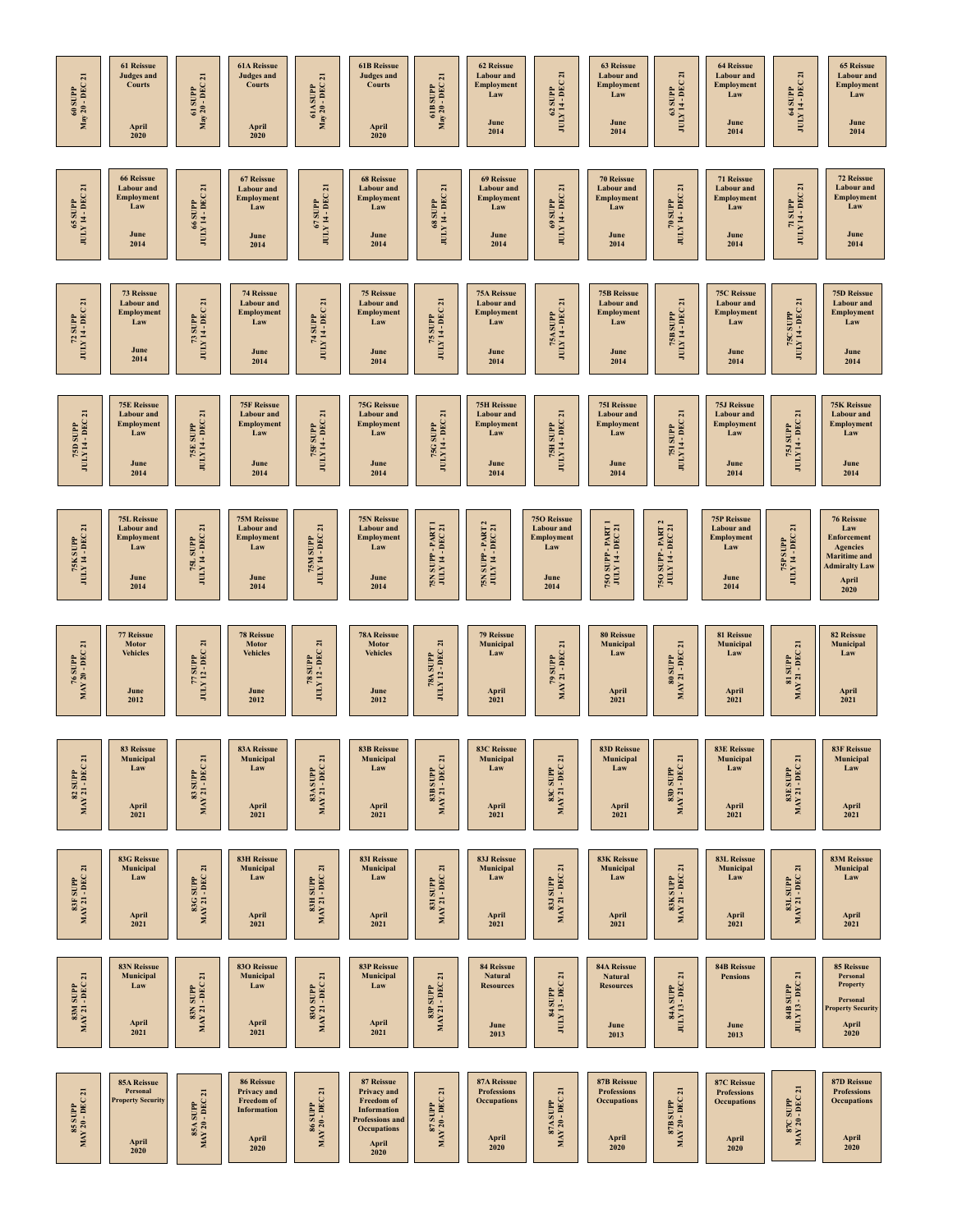60 SUPP May 20 - DEC 21

61 Reissue Judges and Courts April 2020

61 SUPP May 20 - DEC 21

61A Reissue Judges and Courts April 2020

61A SUPP May 20 - DEC 21

61B Reissue Judges and Courts April 2020

61B SUPP May 20 - DEC 21

62 Reissue Labour and Employment Law June 2014

62 SUPP JULY 14 - DEC 21

63 Reissue Labour and Employment Law June 2014

63 SUPP JULY 14 - DEC 21

64 Reissue Labour and Employment Law June 2014

64 SUPP JULY 14 - DEC 21

65 Reissue Labour and Employment Law June 2014

65 SUPP JULY 14 - DEC 21

66 Reissue Labour and Employment Law June 2014

66 SUPP JULY 14 - DEC 21

67 Reissue Labour and Employment Law June 2014

67 SUPP JULY 14 - DEC 21

68 Reissue Labour and Employment Law June 2014

68 SUPP JULY 14 - DEC 21

69 Reissue Labour and Employment Law June 2014

69 SUPP JULY 14 - DEC 21

70 Reissue Labour and Employment Law June 2014

70 SUPP JULY 14 - DEC 21

71 Reissue Labour and Employment Law June 2014

71 SUPP JULY 14 - DEC 21

72 Reissue Labour and Employment Law June 2014

72 SUPP JULY 14 - DEC 21

73 Reissue Labour and Employment Law June 2014

73 SUPP JULY 14 - DEC 21

74 Reissue Labour and Employment Law June 2014

74 SUPP JULY 14 - DEC 21

75 Reissue Labour and Employment Law June 2014

75 SUPP JULY 14 - DEC 21

75A Reissue Labour and Employment Law June 2014

75A SUPP JULY 14 - DEC 21

75B Reissue Labour and Employment Law June 2014

75B SUPP JULY 14 - DEC 21

75C Reissue Labour and Employment Law June 2014

75C SUPP JULY 14 - DEC 21

75D Reissue Labour and Employment Law June 2014

75D SUPP JULY 14 - DEC 21

75E Reissue Labour and Employment Law June 2014

75E SUPP JULY 14 - DEC 21

75F Reissue Labour and Employment Law June 2014

75F SUPP JULY 14 - DEC 21

75G Reissue Labour and Employment Law June 2014

75G SUPP JULY 14 - DEC 21

75H Reissue Labour and Employment Law June 2014

75H SUPP JULY 14 - DEC 21

75I Reissue Labour and Employment Law June 2014

75I SUPP JULY 14 - DEC 21

75J Reissue Labour and Employment Law June 2014

75J SUPP JULY 14 - DEC 21

75K Reissue Labour and Employment Law June 2014

75K SUPP JULY 14 - DEC 21

75L Reissue Labour and Employment Law June 2014

75L SUPP JULY 14 - DEC 21

75M Reissue Labour and Employment Law June 2014

75M SUPP JULY 14 - DEC 21

75N Reissue Labour and Employment Law June 2014

75N SUPP - PART 1 JULY 14 - DEC 21

75N SUPP - PART 2 JULY 14 - DEC 21

75O Reissue Labour and Employment Law June 2014

75O SUPP - PART 1 JULY 14 - DEC 21

75O SUPP - PART 2 JULY 14 - DEC 21

75P Reissue Labour and Employment Law June 2014

75P SUPP JULY 14 - DEC 21

76 Reissue Law Enforcement Agencies Maritime and Admiralty Law April 2020

76 SUPP MAY 20 - DEC 21

77 Reissue Motor Vehicles June 2012

77 SUPP JULY 12 - DEC 21

78 Reissue Motor Vehicles June 2012

78 SUPP JULY 12 - DEC 21

78A Reissue Motor Vehicles June 2012

78A SUPP JULY 12 - DEC 21

79 Reissue Municipal Law April 2021

79 SUPP MAY 21 - DEC 21

80 Reissue Municipal Law April 2021

80 SUPP MAY 21 - DEC 21

81 Reissue Municipal Law April 2021

81 SUPP MAY 21 - DEC 21

82 Reissue Municipal Law April 2021

82 SUPP MAY 21 - DEC 21

83 Reissue Municipal Law April 2021

83 SUPP MAY 21 - DEC 21

83A Reissue Municipal Law April 2021

83A SUPP MAY 21 - DEC 21

83B Reissue Municipal Law April 2021

83B SUPP MAY 21 - DEC 21

83C Reissue Municipal Law April 2021

83C SUPP MAY 21 - DEC 21

83D Reissue Municipal Law April 2021

83D SUPP MAY 21 - DEC 21

83E Reissue Municipal Law April 2021

83E SUPP MAY 21 - DEC 21

83F Reissue Municipal Law April 2021

83F SUPP MAY 21 - DEC 21

83G Reissue Municipal Law April 2021

83G SUPP MAY 21 - DEC 21

83H Reissue Municipal Law April 2021

83H SUPP MAY 21 - DEC 21

83I Reissue Municipal Law April 2021

83I SUPP MAY 21 - DEC 21

83J Reissue Municipal Law April 2021

83J SUPP MAY 21 - DEC 21

83K Reissue Municipal Law April 2021

83K SUPP MAY 21 - DEC 21

83L Reissue Municipal Law April 2021

83L SUPP MAY 21 - DEC 21

83M Reissue Municipal Law April 2021

83M SUPP MAY 21 - DEC 21

83N Reissue Municipal Law April 2021

83N SUPP MAY 21 - DEC 21

83O Reissue Municipal Law April 2021

83O SUPP MAY 21 - DEC 21

83P Reissue Municipal Law April 2021

83P SUPP MAY 21 - DEC 21

84 Reissue Natural Resources June 2013

84 SUPP JULY 13 - DEC 21

84A Reissue Natural Resources June 2013

84A SUPP JULY 13 - DEC 21

84B Reissue Pensions June 2013

84B SUPP JULY 13 - DEC 21

85 Reissue Personal Property Personal Property Security April 2020

85 SUPP MAY 20 - DEC 21

85A Reissue Personal Property Security April 2020

85A SUPP MAY 20 - DEC 21

86 Reissue Privacy and Freedom of Information April 2020

86 SUPP MAY 20 - DEC 21

87 Reissue Privacy and Freedom of Information Professions and Occupations April 2020

87 SUPP MAY 20 - DEC 21

87A Reissue Professions Occupations April 2020

87A SUPP MAY 20 - DEC 21

87B Reissue Professions Occupations April 2020

87B SUPP MAY 20 - DEC 21

87C Reissue Professions Occupations April 2020

87C SUPP MAY 20 - DEC 21

87D Reissue Professions Occupations April 2020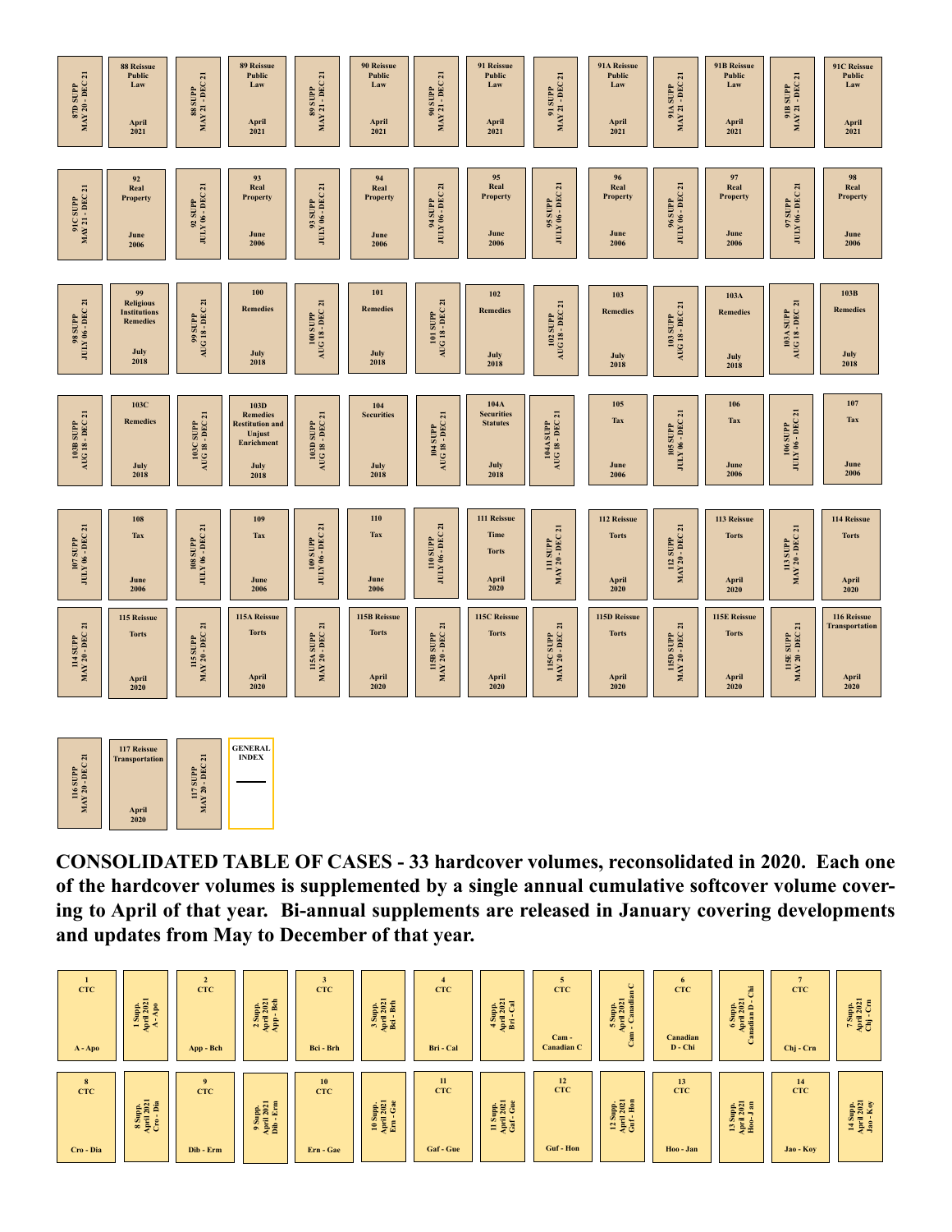| 87D SUPP MAY 20 - DEC 21 | 88 Reissue Public Law April 2021 | 88 SUPP MAY 21 - DEC 21 | 89 Reissue Public Law April 2021 | 89 SUPP MAY 21 - DEC 21 | 90 Reissue Public Law April 2021 | 90 SUPP MAY 21 - DEC 21 | 91 Reissue Public Law April 2021 | 91 SUPP MAY 21 - DEC 21 | 91A Reissue Public Law April 2021 | 91A SUPP MAY 21 - DEC 21 | 91B Reissue Public Law April 2021 | 91B SUPP MAY 21 - DEC 21 | 91C Reissue Public Law April 2021 |
|---|---|---|---|---|---|---|---|---|---|---|---|---|---|
| 91C SUPP MAY 21 - DEC 21 | 92 Real Property June 2006 | 92 SUPP JULY 06 - DEC 21 | 93 Real Property June 2006 | 93 SUPP JULY 06 - DEC 21 | 94 Real Property June 2006 | 94 SUPP JULY 06 - DEC 21 | 95 Real Property June 2006 | 95 SUPP JULY 06 - DEC 21 | 96 Real Property June 2006 | 96 SUPP JULY 06 - DEC 21 | 97 Real Property June 2006 | 97 SUPP JULY 06 - DEC 21 | 98 Real Property June 2006 |
| 98 SUPP JULY 06 - DEC 21 | 99 Religious Institutions Remedies July 2018 | 99 SUPP AUG 18 - DEC 21 | 100 Remedies July 2018 | 100 SUPP AUG 18 - DEC 21 | 101 Remedies July 2018 | 101 SUPP AUG 18 - DEC 21 | 102 Remedies July 2018 | 102 SUPP AUG 18 - DEC 21 | 103 Remedies July 2018 | 103 SUPP AUG 18 - DEC 21 | 103A Remedies July 2018 | 103A SUPP AUG 18 - DEC 21 | 103B Remedies July 2018 |
| 103B SUPP AUG 18 - DEC 21 | 103C Remedies July 2018 | 103C SUPP AUG 18 - DEC 21 | 103D Remedies Restitution and Unjust Enrichment July 2018 | 103D SUPP AUG 18 - DEC 21 | 104 Securities July 2018 | 104 SUPP AUG 18 - DEC 21 | 104A Securities Statutes July 2018 | 104A SUPP AUG 18 - DEC 21 | 105 Tax June 2006 | 105 SUPP JULY 06 - DEC 21 | 106 Tax June 2006 | 106 SUPP JULY 06 - DEC 21 | 107 Tax June 2006 |
| 107 SUPP JULY 06 - DEC 21 | 108 Tax June 2006 | 108 SUPP JULY 06 - DEC 21 | 109 Tax June 2006 | 109 SUPP JULY 06 - DEC 21 | 110 Tax June 2006 | 110 SUPP JULY 06 - DEC 21 | 111 Reissue Time Torts April 2020 | 111 SUPP MAY 20 - DEC 21 | 112 Reissue Torts April 2020 | 112 SUPP MAY 20 - DEC 21 | 113 Reissue Torts April 2020 | 113 SUPP MAY 20 - DEC 21 | 114 Reissue Torts April 2020 |
| 114 SUPP MAY 20 - DEC 21 | 115 Reissue Torts April 2020 | 115 SUPP MAY 20 - DEC 21 | 115A Reissue Torts April 2020 | 115A SUPP MAY 20 - DEC 21 | 115B Reissue Torts April 2020 | 115B SUPP MAY 20 - DEC 21 | 115C Reissue Torts April 2020 | 115C SUPP MAY 20 - DEC 21 | 115D Reissue Torts April 2020 | 115D SUPP MAY 20 - DEC 21 | 115E Reissue Torts April 2020 | 115E SUPP MAY 20 - DEC 21 | 116 Reissue Transportation April 2020 |
| 116 SUPP MAY 20 - DEC 21 | 117 Reissue Transportation April 2020 | 117 SUPP MAY 20 - DEC 21 | GENERAL INDEX | | | | | | | | | | |

**CONSOLIDATED TABLE OF CASES - 33 hardcover volumes, reconsolidated in 2020. Each one of the hardcover volumes is supplemented by a single annual cumulative softcover volume covering to April of that year. Bi-annual supplements are released in January covering developments and updates from May to December of that year.**

| 1 CTC A - Apo | 1 Supp. April 2021 A - Apo | 2 CTC App - Bch | 2 Supp. April 2021 App - Bch | 3 CTC Bci - Brh | 3 Supp. April 2021 Bci - Brh | 4 CTC Bri - Cal | 4 Supp. April 2021 Bri - Cal | 5 CTC Cam - Canadian C | 5 Supp. April 2021 Cam - Canadian C | 6 CTC Canadian D - Chi | 6 Supp. April 2021 Canadian D - Chi | 7 CTC Chj - Crn | 7 Supp. April 2021 Chj - Crn |
|---|---|---|---|---|---|---|---|---|---|---|---|---|---|
| 8 CTC Cro - Dia | 8 Supp. April 2021 Cro - Dia | 9 CTC Dib - Erm | 9 Supp. April 2021 Dib - Erm | 10 CTC Ern - Gae | 10 Supp. April 2021 Ern - Gae | 11 CTC Gaf - Gue | 11 Supp. April 2021 Gaf - Gue | 12 CTC Guf - Hon | 12 Supp. April 2021 Guf - Hon | 13 CTC Hoo - Jan | 13 Supp. April 2021 Hoo - Jan | 14 CTC Jao - Koy | 14 Supp. April 2021 Jao - Koy |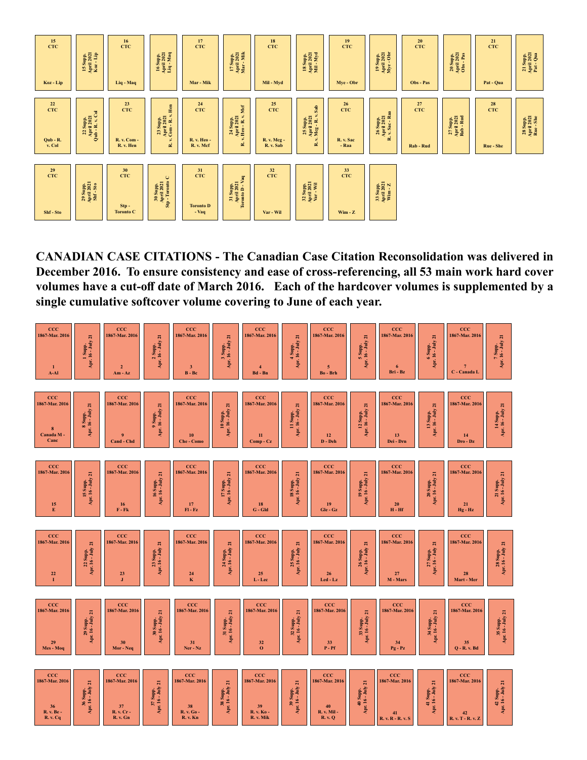| 15 CTC Koz - Lip | 15 Supp. April 2021 Koz - Lip | 16 CTC Liq - Maq | 16 Supp. April 2021 Liq - Maq | 17 CTC Mar - Mik | 17 Supp. April 2021 Mar - Mik | 18 CTC Mil - Myd | 18 Supp. April 2021 Mil - Myd | 19 CTC Mye - Obr | 19 Supp. April 2021 Mye - Obr | 20 CTC Obs - Pas | 20 Supp. April 2021 Obs - Pas | 21 CTC Pat - Qua | 21 Supp. April 2021 Pat - Qua |
|---|---|---|---|---|---|---|---|---|---|---|---|---|---|
| 22 CTC Qub - R. v. Col | 22 Supp. April 2021 Qub - R. v. Col | 23 CTC R. v. Com - R. v. Hen | 23 Supp. April 2021 R. v. Com - R. v. Hen | 24 CTC R. v. Heo - R. v. Mcf | 24 Supp. April 2021 R. v. Heo - R. v. Mcf | 25 CTC R. v. Mcg - R. v. Sab | 25 Supp. April 2021 R. v. Mcg - R. v. Sab | 26 CTC R. v. Sac - Raa | 26 Supp. April 2021 R. v. Sac - Raa | 27 CTC Rab - Rud | 27 Supp. April 2021 Rab - Rud | 28 CTC Rue - She | 28 Supp. April 2021 Rue - She |
| 29 CTC Shf - Sto | 29 Supp. April 2021 Shf - Sto | 30 CTC Stp - Toronto C | 30 Supp. April 2021 Stp - Toronto C | 31 CTC Toronto D - Vaq | 31 Supp. April 2021 Toronto D - Vaq | 32 CTC Var - Wil | 32 Supp. April 2021 Var - Wil | 33 CTC Wim - Z | 33 Supp. April 2021 Wim - Z | | | | |

**CANADIAN CASE CITATIONS - The Canadian Case Citation Reconsolidation was delivered in December 2016. To ensure consistency and ease of cross-referencing, all 53 main work hard cover volumes have a cut-off date of March 2016. Each of the hardcover volumes is supplemented by a single cumulative softcover volume covering to June of each year.**

| CCC 1867-Mar. 2016 1 A-Al | 1 Supp. Apr. 16 - July 21 | CCC 1867-Mar. 2016 2 Am - Az | 2 Supp. Apr. 16 - July 21 | CCC 1867-Mar. 2016 3 B - Bc | 3 Supp. Apr. 16 - July 21 | CCC 1867-Mar. 2016 4 Bd - Bn | 4 Supp. Apr. 16 - July 21 | CCC 1867-Mar. 2016 5 Bo - Brh | 5 Supp. Apr. 16 - July 21 | CCC 1867-Mar. 2016 6 Bri - Bz | 6 Supp. Apr. 16 - July 21 | CCC 1867-Mar. 2016 7 C - Canada L | 7 Supp. Apr. 16 - July 21 |
|---|---|---|---|---|---|---|---|---|---|---|---|---|---|
| CCC 1867-Mar. 2016 8 Canada M - Canc | 8 Supp. Apr. 16 - July 21 | CCC 1867-Mar. 2016 9 Cand - Chd | 9 Supp. Apr. 16 - July 21 | CCC 1867-Mar. 2016 10 Che - Como | 10 Supp. Apr. 16 - July 21 | CCC 1867-Mar. 2016 11 Comp - Cz | 11 Supp. Apr. 16 - July 21 | CCC 1867-Mar. 2016 12 D - Deh | 12 Supp. Apr. 16 - July 21 | CCC 1867-Mar. 2016 13 Dei - Drn | 13 Supp. Apr. 16 - July 21 | CCC 1867-Mar. 2016 14 Dro - Dz | 14 Supp. Apr. 16 - July 21 |
| CCC 1867-Mar. 2016 15 E | 15 Supp. Apr. 16 - July 21 | CCC 1867-Mar. 2016 16 F - Fk | 16 Supp. Apr. 16 - July 21 | CCC 1867-Mar. 2016 17 Fl - Fz | 17 Supp. Apr. 16 - July 21 | CCC 1867-Mar. 2016 18 G - Gld | 18 Supp. Apr. 16 - July 21 | CCC 1867-Mar. 2016 19 Gle - Gz | 19 Supp. Apr. 16 - July 21 | CCC 1867-Mar. 2016 20 H - Hf | 20 Supp. Apr. 16 - July 21 | CCC 1867-Mar. 2016 21 Hg - Hz | 21 Supp. Apr. 16 - July 21 |
| CCC 1867-Mar. 2016 22 I | 22 Supp. Apr. 16 - July 21 | CCC 1867-Mar. 2016 23 J | 23 Supp. Apr. 16 - July 21 | CCC 1867-Mar. 2016 24 K | 24 Supp. Apr. 16 - July 21 | CCC 1867-Mar. 2016 25 L - Lec | 25 Supp. Apr. 16 - July 21 | CCC 1867-Mar. 2016 26 Led - Lz | 26 Supp. Apr. 16 - July 21 | CCC 1867-Mar. 2016 27 M - Mars | 27 Supp. Apr. 16 - July 21 | CCC 1867-Mar. 2016 28 Mart - Mer | 28 Supp. Apr. 16 - July 21 |
| CCC 1867-Mar. 2016 29 Mes - Moq | 29 Supp. Apr. 16 - July 21 | CCC 1867-Mar. 2016 30 Mor - Neq | 30 Supp. Apr. 16 - July 21 | CCC 1867-Mar. 2016 31 Ner - Nz | 31 Supp. Apr. 16 - July 21 | CCC 1867-Mar. 2016 32 O | 32 Supp. Apr. 16 - July 21 | CCC 1867-Mar. 2016 33 P - Pf | 33 Supp. Apr. 16 - July 21 | CCC 1867-Mar. 2016 34 Pg - Pz | 34 Supp. Apr. 16 - July 21 | CCC 1867-Mar. 2016 35 Q - R. v. Bd | 35 Supp. Apr. 16 - July 21 |
| CCC 1867-Mar. 2016 36 R. v. Be - R. v. Cq | 36 Supp. Apr. 16 - July 21 | CCC 1867-Mar. 2016 37 R. v. Cr - R. v. Gn | 37 Supp. Apr. 16 - July 21 | CCC 1867-Mar. 2016 38 R. v. Go - R. v. Kn | 38 Supp. Apr. 16 - July 21 | CCC 1867-Mar. 2016 39 R. v. Ko - R. v. Mik | 39 Supp. Apr. 16 - July 21 | CCC 1867-Mar. 2016 40 R. v. Mil - R. v. Q | 40 Supp. Apr. 16 - July 21 | CCC 1867-Mar. 2016 41 R. v. R - R. v. S | 41 Supp. Apr. 16 - July 21 | CCC 1867-Mar. 2016 42 R. v. T - R. v. Z | 42 Supp. Apr. 16 - July 21 |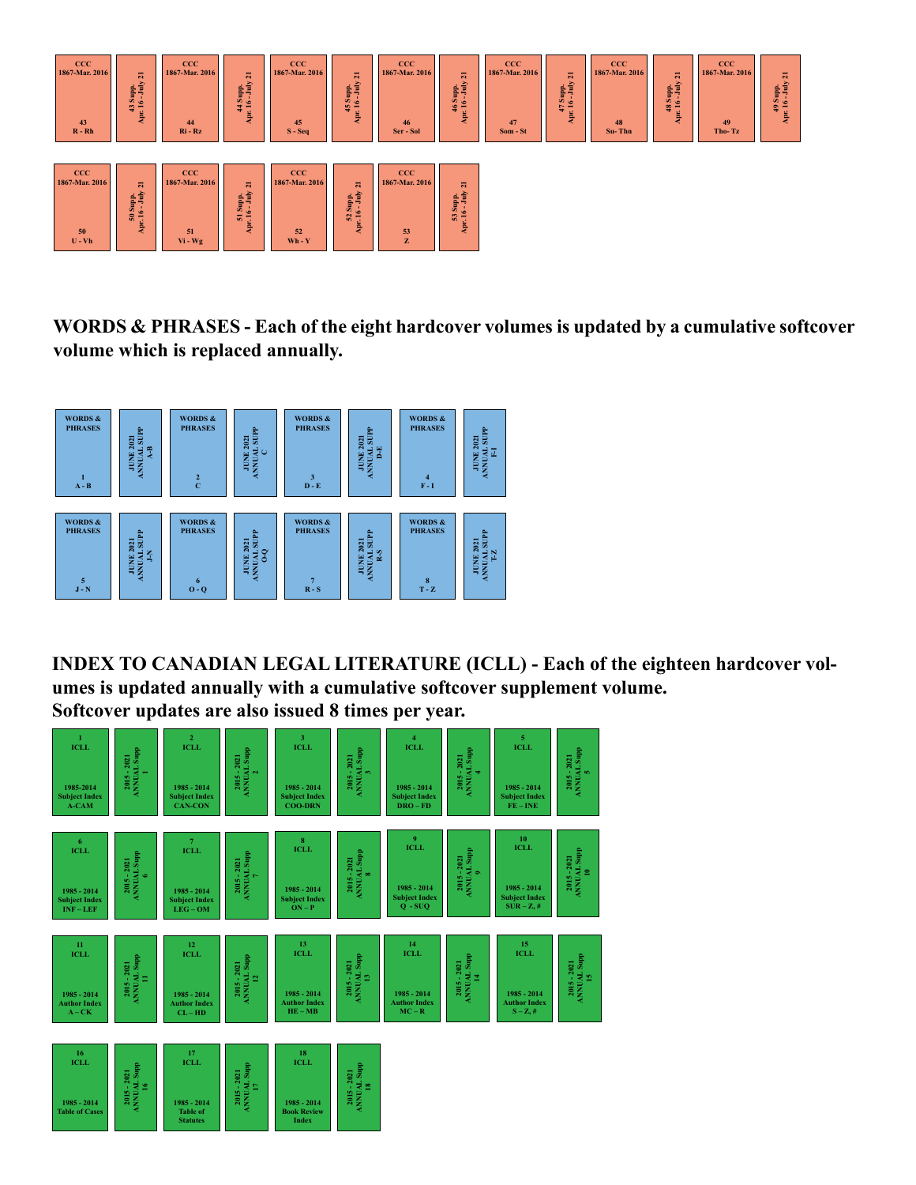| CCC 1867-Mar. 2016 43 R - Rh | 43 Supp. Apr. 16 - July 21 | CCC 1867-Mar. 2016 44 Ri - Rz | 44 Supp. Apr. 16 - July 21 | CCC 1867-Mar. 2016 45 S - Seq | 45 Supp. Apr. 16 - July 21 | CCC 1867-Mar. 2016 46 Ser - Sol | 46 Supp. Apr. 16 - July 21 | CCC 1867-Mar. 2016 47 Som - St | 47 Supp. Apr. 16 - July 21 | CCC 1867-Mar. 2016 48 Su- Thn | 48 Supp. Apr. 16 - July 21 | CCC 1867-Mar. 2016 49 Tho- Tz | 49 Supp. Apr. 16 - July 21 |
|---|---|---|---|---|---|---|---|---|---|---|---|---|---|
| CCC 1867-Mar. 2016 50 U - Vh | 50 Supp. Apr. 16 - July 21 | CCC 1867-Mar. 2016 51 Vi - Wg | 51 Supp. Apr. 16 - July 21 | CCC 1867-Mar. 2016 52 Wh - Y | 52 Supp. Apr. 16 - July 21 | CCC 1867-Mar. 2016 53 Z | 53 Supp. Apr. 16 - July 21 | | | | | | |

**WORDS & PHRASES - Each of the eight hardcover volumes is updated by a cumulative softcover volume which is replaced annually.**

| WORDS & PHRASES 1 A - B | JUNE 2021 ANNUAL SUPP A-B | WORDS & PHRASES 2 C | JUNE 2021 ANNUAL SUPP C | WORDS & PHRASES 3 D - E | JUNE 2021 ANNUAL SUPP D-E | WORDS & PHRASES 4 F - I | JUNE 2021 ANNUAL SUPP F-I |
|---|---|---|---|---|---|---|---|
| WORDS & PHRASES 5 J - N | JUNE 2021 ANNUAL SUPP J-N | WORDS & PHRASES 6 O - Q | JUNE 2021 ANNUAL SUPP O-Q | WORDS & PHRASES 7 R - S | JUNE 2021 ANNUAL SUPP R-S | WORDS & PHRASES 8 T - Z | JUNE 2021 ANNUAL SUPP T-Z |

**INDEX TO CANADIAN LEGAL LITERATURE (ICLL) - Each of the eighteen hardcover volumes is updated annually with a cumulative softcover supplement volume. Softcover updates are also issued 8 times per year.**

| 1 ICLL 1985-2014 Subject Index A-CAM | 2015 - 2021 ANNUAL Supp 1 | 2 ICLL 1985 - 2014 Subject Index CAN-CON | 2015 - 2021 ANNUAL Supp 2 | 3 ICLL 1985 - 2014 Subject Index COO-DRN | 2015 - 2021 ANNUAL Supp 3 | 4 ICLL 1985 - 2014 Subject Index DRO – FD | 2015 - 2021 ANNUAL Supp 4 | 5 ICLL 1985 - 2014 Subject Index FE – INE | 2015 - 2021 ANNUAL Supp 5 |
|---|---|---|---|---|---|---|---|---|---|
| 6 ICLL 1985 - 2014 Subject Index INF – LEF | 2015 - 2021 ANNUAL Supp 6 | 7 ICLL 1985 - 2014 Subject Index LEG – OM | 2015 - 2021 ANNUAL Supp 7 | 8 ICLL 1985 - 2014 Subject Index ON – P | 2015 - 2021 ANNUAL Supp 8 | 9 ICLL 1985 - 2014 Subject Index Q - SUQ | 2015 - 2021 ANNUAL Supp 9 | 10 ICLL 1985 - 2014 Subject Index SUR – Z, # | 2015 - 2021 ANNUAL Supp 10 |
| 11 ICLL 1985 - 2014 Author Index A – CK | 2015 - 2021 ANNUAL Supp 11 | 12 ICLL 1985 - 2014 Author Index CL – HD | 2015 - 2021 ANNUAL Supp 12 | 13 ICLL 1985 - 2014 Author Index HE – MB | 2015 - 2021 ANNUAL Supp 13 | 14 ICLL 1985 - 2014 Author Index MC – R | 2015 - 2021 ANNUAL Supp 14 | 15 ICLL 1985 - 2014 Author Index S – Z, # | 2015 - 2021 ANNUAL Supp 15 |
| 16 ICLL 1985 - 2014 Table of Cases | 2015 - 2021 ANNUAL Supp 16 | 17 ICLL 1985 - 2014 Table of Statutes | 2015 - 2021 ANNUAL Supp 17 | 18 ICLL 1985 - 2014 Book Review Index | 2015 - 2021 ANNUAL Supp 18 | | | | |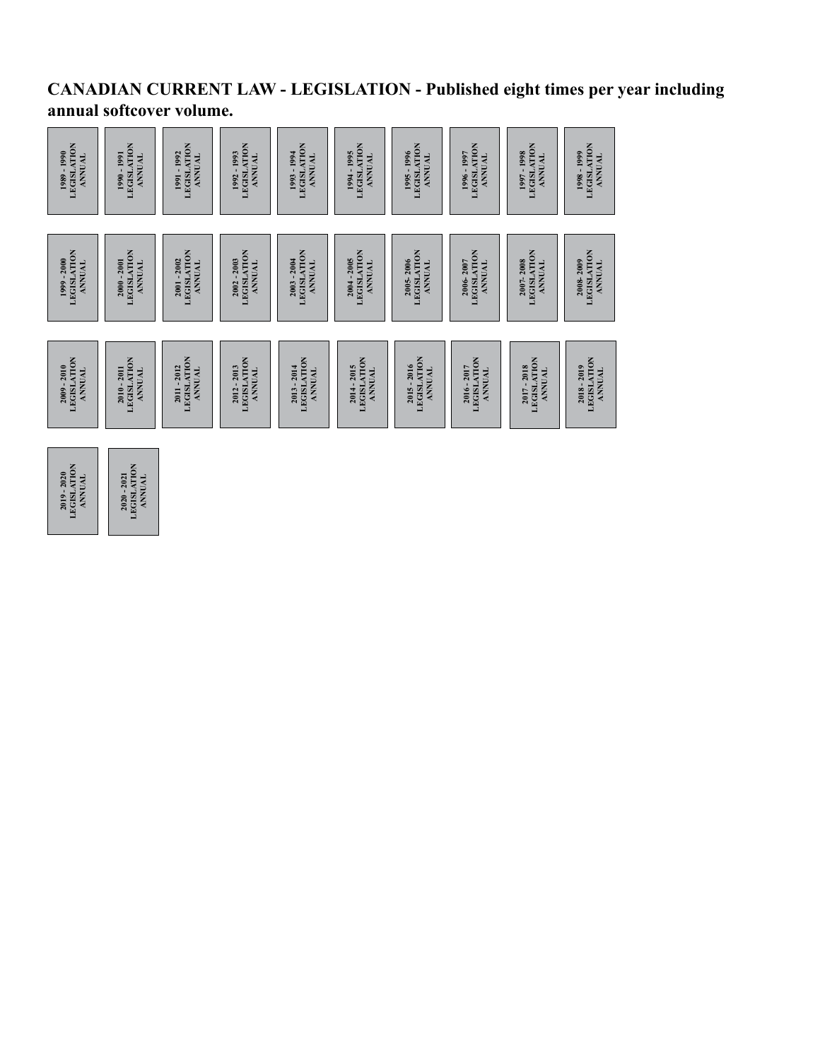**CANADIAN CURRENT LAW - LEGISLATION - Published eight times per year including annual softcover volume.**

1989 - 1990 LEGISLATION ANNUAL

1990 - 1991 LEGISLATION ANNUAL

1991 - 1992 LEGISLATION ANNUAL

1992 - 1993 LEGISLATION ANNUAL

1993 - 1994 LEGISLATION ANNUAL

1994 - 1995 LEGISLATION ANNUAL

1995 - 1996 LEGISLATION ANNUAL

1996 - 1997 LEGISLATION ANNUAL

1997 - 1998 LEGISLATION ANNUAL

1998 - 1999 LEGISLATION ANNUAL

1999 - 2000 LEGISLATION ANNUAL

2000 - 2001 LEGISLATION ANNUAL

2001 - 2002 LEGISLATION ANNUAL

2002 - 2003 LEGISLATION ANNUAL

2003 - 2004 LEGISLATION ANNUAL

2004 - 2005 LEGISLATION ANNUAL

2005- 2006 LEGISLATION ANNUAL

2006- 2007 LEGISLATION ANNUAL

2007- 2008 LEGISLATION ANNUAL

2008- 2009 LEGISLATION ANNUAL

2009 - 2010 LEGISLATION ANNUAL

2010 - 2011 LEGISLATION ANNUAL

2011 - 2012 LEGISLATION ANNUAL

2012 - 2013 LEGISLATION ANNUAL

2013 - 2014 LEGISLATION ANNUAL

2014 - 2015 LEGISLATION ANNUAL

2015 - 2016 LEGISLATION ANNUAL

2016 - 2017 LEGISLATION ANNUAL

2017 - 2018 LEGISLATION ANNUAL

2018 - 2019 LEGISLATION ANNUAL

2019 - 2020 LEGISLATION ANNUAL

2020 - 2021 LEGISLATION ANNUAL